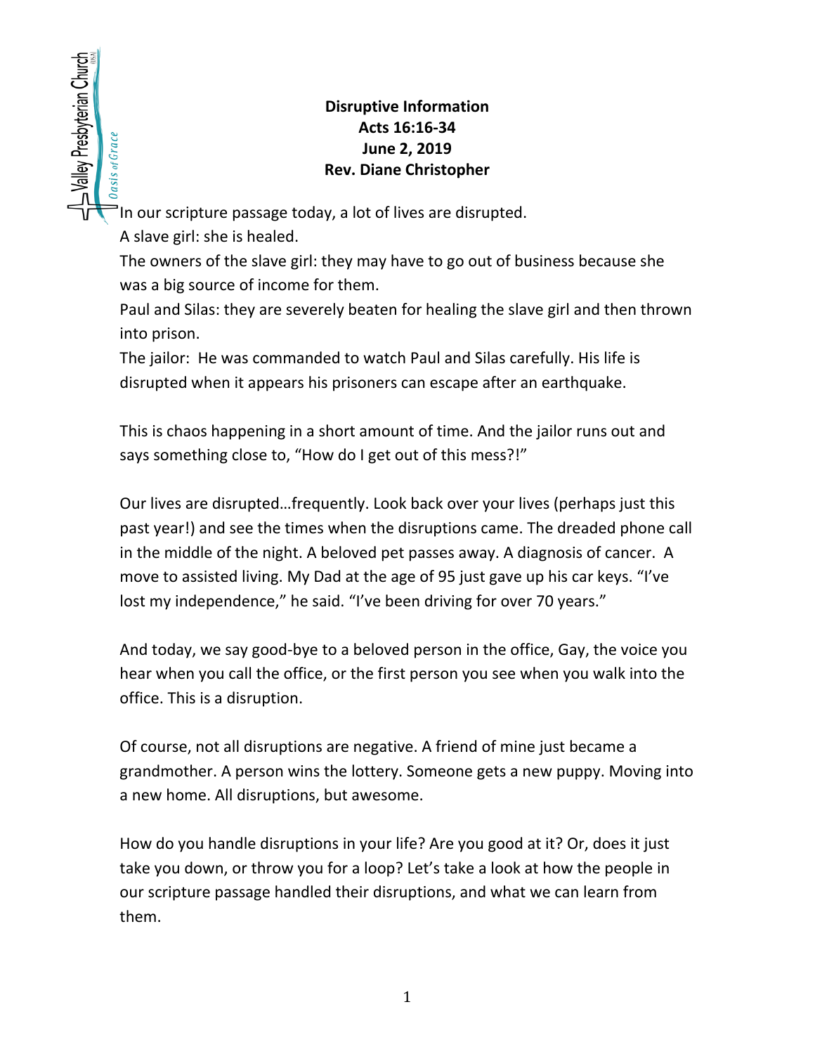**Disruptive Information**
**Acts 16:16-34**
**June 2, 2019**
**Rev. Diane Christopher**

In our scripture passage today, a lot of lives are disrupted.
A slave girl: she is healed.
The owners of the slave girl: they may have to go out of business because she was a big source of income for them.
Paul and Silas: they are severely beaten for healing the slave girl and then thrown into prison.
The jailor: He was commanded to watch Paul and Silas carefully. His life is disrupted when it appears his prisoners can escape after an earthquake.

This is chaos happening in a short amount of time. And the jailor runs out and says something close to, "How do I get out of this mess?!"

Our lives are disrupted…frequently. Look back over your lives (perhaps just this past year!) and see the times when the disruptions came. The dreaded phone call in the middle of the night. A beloved pet passes away. A diagnosis of cancer. A move to assisted living. My Dad at the age of 95 just gave up his car keys. "I've lost my independence," he said. "I've been driving for over 70 years."

And today, we say good-bye to a beloved person in the office, Gay, the voice you hear when you call the office, or the first person you see when you walk into the office. This is a disruption.

Of course, not all disruptions are negative. A friend of mine just became a grandmother. A person wins the lottery. Someone gets a new puppy. Moving into a new home. All disruptions, but awesome.

How do you handle disruptions in your life? Are you good at it? Or, does it just take you down, or throw you for a loop? Let's take a look at how the people in our scripture passage handled their disruptions, and what we can learn from them.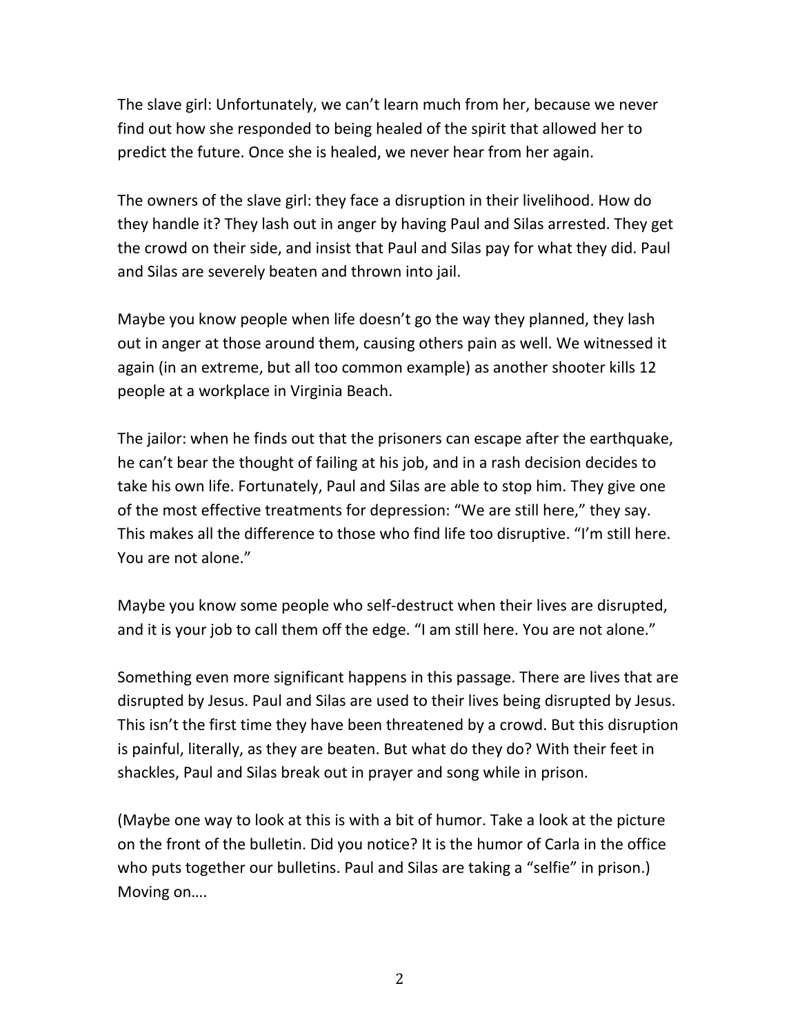The slave girl: Unfortunately, we can't learn much from her, because we never find out how she responded to being healed of the spirit that allowed her to predict the future. Once she is healed, we never hear from her again.

The owners of the slave girl: they face a disruption in their livelihood. How do they handle it? They lash out in anger by having Paul and Silas arrested. They get the crowd on their side, and insist that Paul and Silas pay for what they did. Paul and Silas are severely beaten and thrown into jail.

Maybe you know people when life doesn't go the way they planned, they lash out in anger at those around them, causing others pain as well. We witnessed it again (in an extreme, but all too common example) as another shooter kills 12 people at a workplace in Virginia Beach.

The jailor: when he finds out that the prisoners can escape after the earthquake, he can't bear the thought of failing at his job, and in a rash decision decides to take his own life. Fortunately, Paul and Silas are able to stop him. They give one of the most effective treatments for depression: "We are still here," they say. This makes all the difference to those who find life too disruptive. "I'm still here. You are not alone."

Maybe you know some people who self-destruct when their lives are disrupted, and it is your job to call them off the edge. "I am still here. You are not alone."

Something even more significant happens in this passage. There are lives that are disrupted by Jesus. Paul and Silas are used to their lives being disrupted by Jesus. This isn't the first time they have been threatened by a crowd. But this disruption is painful, literally, as they are beaten. But what do they do? With their feet in shackles, Paul and Silas break out in prayer and song while in prison.

(Maybe one way to look at this is with a bit of humor. Take a look at the picture on the front of the bulletin. Did you notice? It is the humor of Carla in the office who puts together our bulletins. Paul and Silas are taking a "selfie" in prison.) Moving on….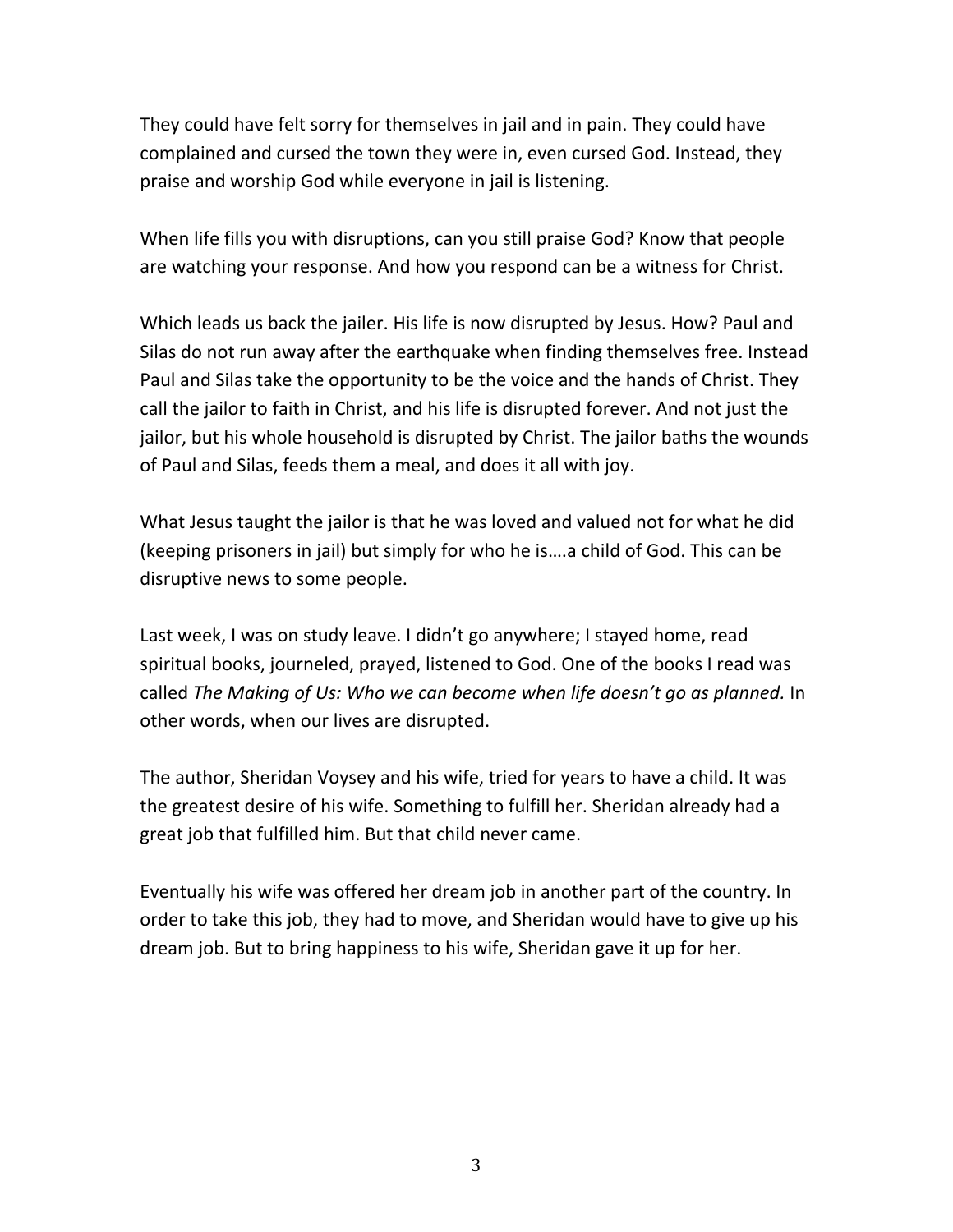They could have felt sorry for themselves in jail and in pain. They could have complained and cursed the town they were in, even cursed God. Instead, they praise and worship God while everyone in jail is listening.

When life fills you with disruptions, can you still praise God? Know that people are watching your response. And how you respond can be a witness for Christ.

Which leads us back the jailer. His life is now disrupted by Jesus. How? Paul and Silas do not run away after the earthquake when finding themselves free. Instead Paul and Silas take the opportunity to be the voice and the hands of Christ. They call the jailor to faith in Christ, and his life is disrupted forever. And not just the jailor, but his whole household is disrupted by Christ. The jailor baths the wounds of Paul and Silas, feeds them a meal, and does it all with joy.

What Jesus taught the jailor is that he was loved and valued not for what he did (keeping prisoners in jail) but simply for who he is….a child of God. This can be disruptive news to some people.

Last week, I was on study leave. I didn't go anywhere; I stayed home, read spiritual books, journeled, prayed, listened to God. One of the books I read was called *The Making of Us: Who we can become when life doesn't go as planned.* In other words, when our lives are disrupted.

The author, Sheridan Voysey and his wife, tried for years to have a child. It was the greatest desire of his wife. Something to fulfill her. Sheridan already had a great job that fulfilled him. But that child never came.

Eventually his wife was offered her dream job in another part of the country. In order to take this job, they had to move, and Sheridan would have to give up his dream job. But to bring happiness to his wife, Sheridan gave it up for her.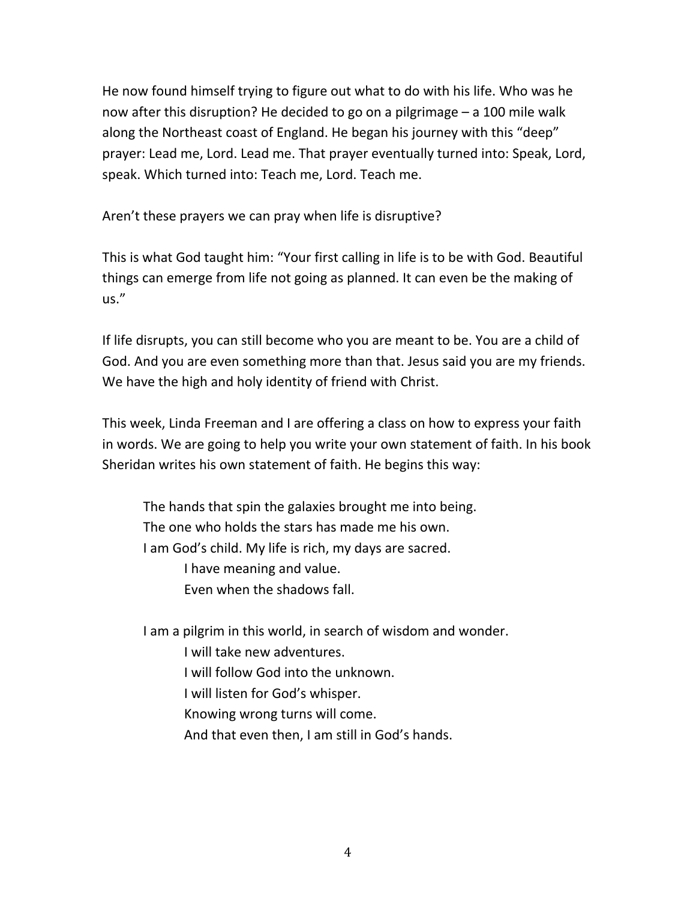He now found himself trying to figure out what to do with his life. Who was he now after this disruption? He decided to go on a pilgrimage – a 100 mile walk along the Northeast coast of England. He began his journey with this "deep" prayer: Lead me, Lord. Lead me. That prayer eventually turned into: Speak, Lord, speak. Which turned into: Teach me, Lord. Teach me.

Aren't these prayers we can pray when life is disruptive?

This is what God taught him: "Your first calling in life is to be with God. Beautiful things can emerge from life not going as planned. It can even be the making of us."

If life disrupts, you can still become who you are meant to be. You are a child of God. And you are even something more than that. Jesus said you are my friends. We have the high and holy identity of friend with Christ.

This week, Linda Freeman and I are offering a class on how to express your faith in words. We are going to help you write your own statement of faith. In his book Sheridan writes his own statement of faith. He begins this way:

> The hands that spin the galaxies brought me into being.
> The one who holds the stars has made me his own.
> I am God's child. My life is rich, my days are sacred.
>> I have meaning and value.
>> Even when the shadows fall.

> I am a pilgrim in this world, in search of wisdom and wonder.
>> I will take new adventures.
>> I will follow God into the unknown.
>> I will listen for God's whisper.
>> Knowing wrong turns will come.
>> And that even then, I am still in God's hands.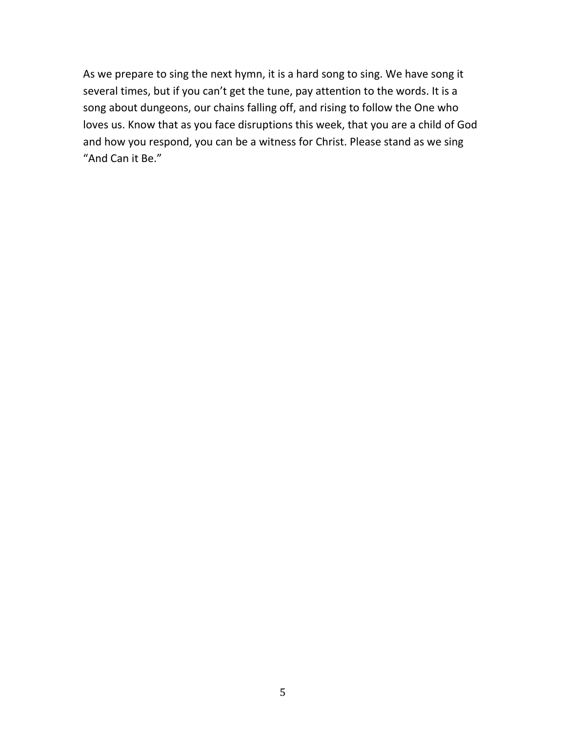As we prepare to sing the next hymn, it is a hard song to sing. We have song it several times, but if you can't get the tune, pay attention to the words. It is a song about dungeons, our chains falling off, and rising to follow the One who loves us. Know that as you face disruptions this week, that you are a child of God and how you respond, you can be a witness for Christ. Please stand as we sing "And Can it Be."